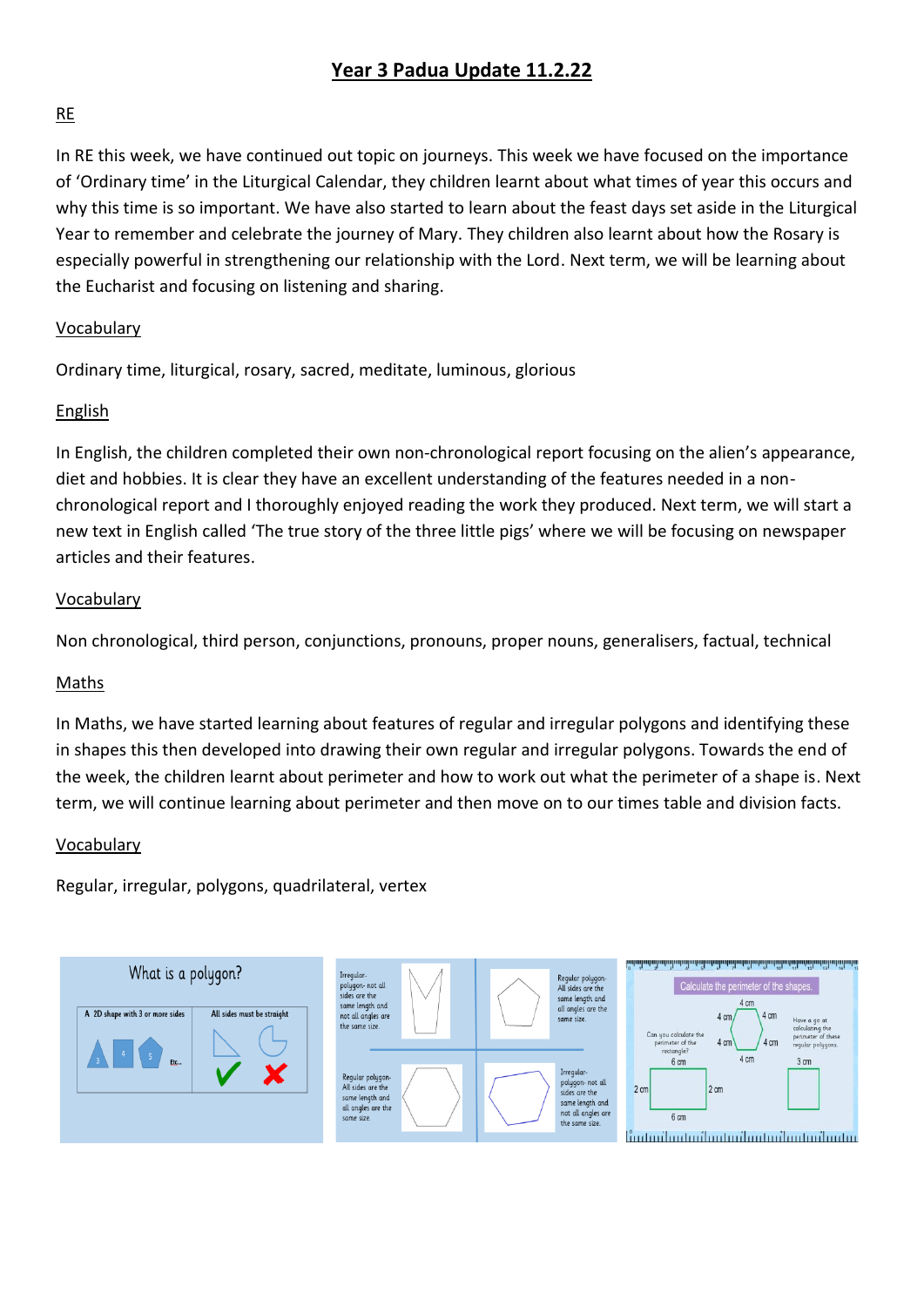# Year 3 Padua Update 11.2.22

## RE

In RE this week, we have continued out topic on journeys. This week we have focused on the importance of 'Ordinary time' in the Liturgical Calendar, they children learnt about what times of year this occurs and why this time is so important. We have also started to learn about the feast days set aside in the Liturgical Year to remember and celebrate the journey of Mary. They children also learnt about how the Rosary is especially powerful in strengthening our relationship with the Lord. Next term, we will be learning about the Eucharist and focusing on listening and sharing.

### Vocabulary

Ordinary time, liturgical, rosary, sacred, meditate, luminous, glorious

## English

In English, the children completed their own non-chronological report focusing on the alien's appearance, diet and hobbies. It is clear they have an excellent understanding of the features needed in a non-chronological report and I thoroughly enjoyed reading the work they produced. Next term, we will start a new text in English called 'The true story of the three little pigs' where we will be focusing on newspaper articles and their features.

### Vocabulary

Non chronological, third person, conjunctions, pronouns, proper nouns, generalisers, factual, technical

## Maths

In Maths, we have started learning about features of regular and irregular polygons and identifying these in shapes this then developed into drawing their own regular and irregular polygons. Towards the end of the week, the children learnt about perimeter and how to work out what the perimeter of a shape is. Next term, we will continue learning about perimeter and then move on to our times table and division facts.

### Vocabulary

Regular, irregular, polygons, quadrilateral, vertex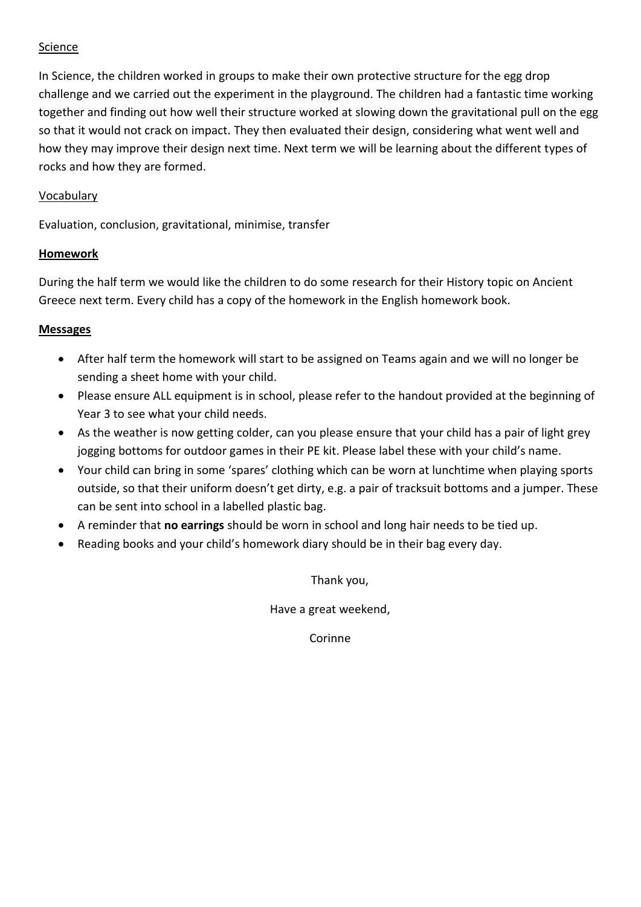<u>Science</u>

In Science, the children worked in groups to make their own protective structure for the egg drop challenge and we carried out the experiment in the playground. The children had a fantastic time working together and finding out how well their structure worked at slowing down the gravitational pull on the egg so that it would not crack on impact. They then evaluated their design, considering what went well and how they may improve their design next time. Next term we will be learning about the different types of rocks and how they are formed.

<u>Vocabulary</u>

Evaluation, conclusion, gravitational, minimise, transfer

**<u>Homework</u>**

During the half term we would like the children to do some research for their History topic on Ancient Greece next term. Every child has a copy of the homework in the English homework book.

**<u>Messages</u>**

- After half term the homework will start to be assigned on Teams again and we will no longer be sending a sheet home with your child.
- Please ensure ALL equipment is in school, please refer to the handout provided at the beginning of Year 3 to see what your child needs.
- As the weather is now getting colder, can you please ensure that your child has a pair of light grey jogging bottoms for outdoor games in their PE kit. Please label these with your child's name.
- Your child can bring in some 'spares' clothing which can be worn at lunchtime when playing sports outside, so that their uniform doesn't get dirty, e.g. a pair of tracksuit bottoms and a jumper. These can be sent into school in a labelled plastic bag.
- A reminder that **no earrings** should be worn in school and long hair needs to be tied up.
- Reading books and your child's homework diary should be in their bag every day.

Thank you,

Have a great weekend,

Corinne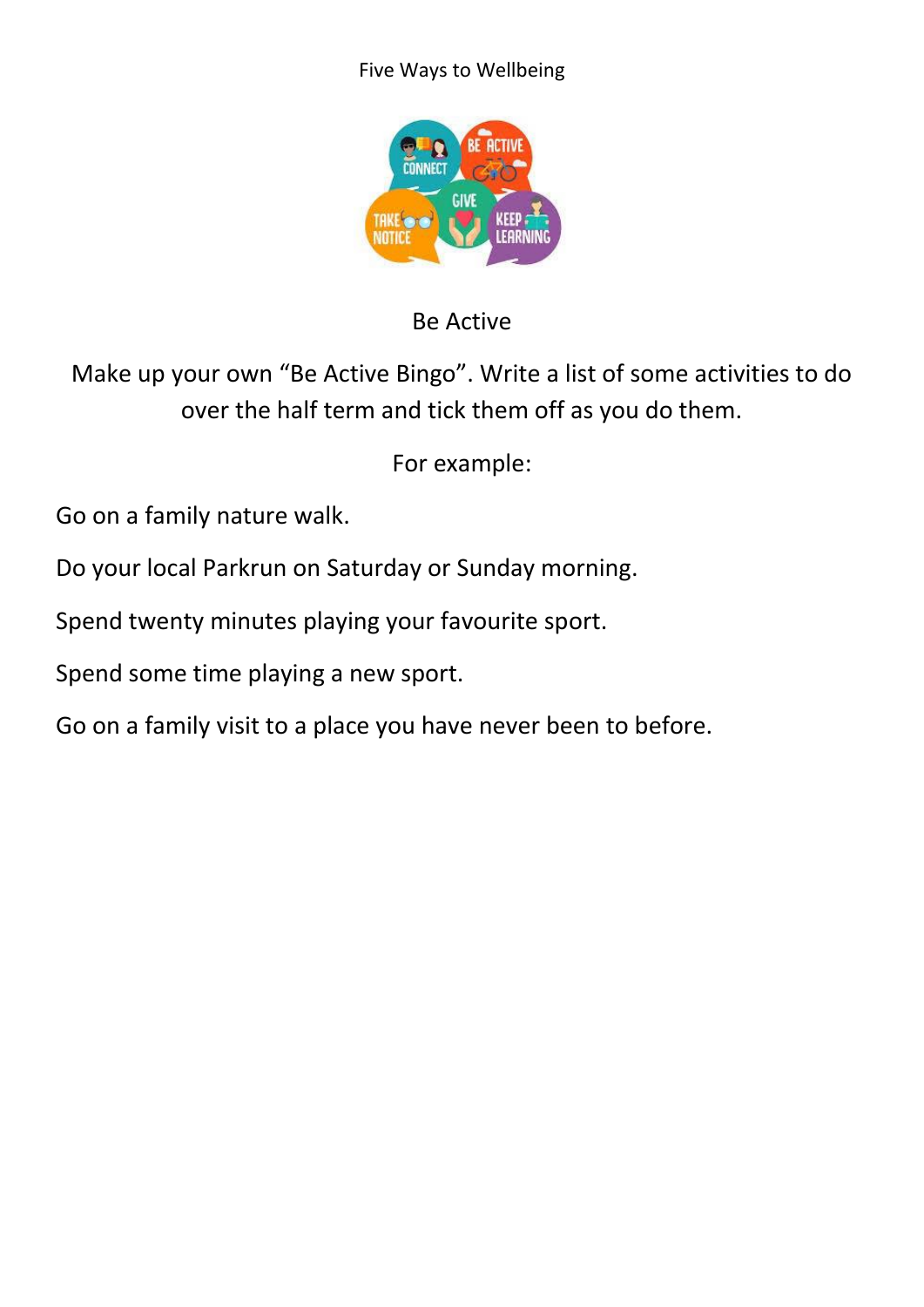Five Ways to Wellbeing

## Be Active

Make up your own "Be Active Bingo". Write a list of some activities to do over the half term and tick them off as you do them.

For example:

Go on a family nature walk.

Do your local Parkrun on Saturday or Sunday morning.

Spend twenty minutes playing your favourite sport.

Spend some time playing a new sport.

Go on a family visit to a place you have never been to before.